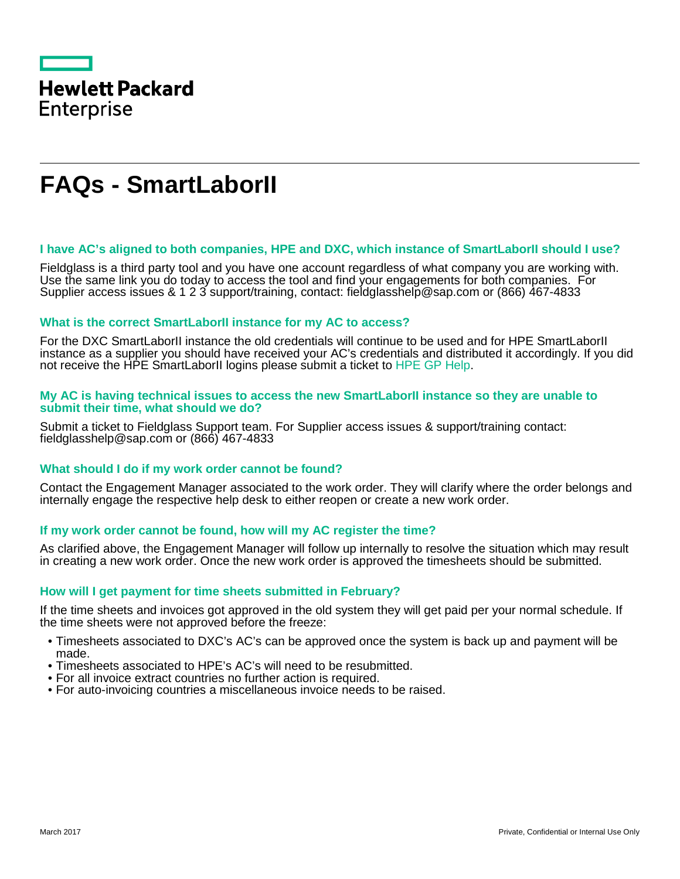Hewlett Packard Enterprise

# FAQs - SmartLaborII

### I have AC's aligned to both companies, HPE and DXC, which instance of SmartLaborII should I use?

Fieldglass is a third party tool and you have one account regardless of what company you are working with. Use the same link you do today to access the tool and find your engagements for both companies. For Supplier access issues & 1 2 3 support/training, contact: fieldglasshelp@sap.com or (866) 467-4833

### What is the correct SmartLaborII instance for my AC to access?

For the DXC SmartLaborII instance the old credentials will continue to be used and for HPE SmartLaborII instance as a supplier you should have received your AC's credentials and distributed it accordingly. If you did not receive the HPE SmartLaborII logins please submit a ticket to HPE GP Help.

### My AC is having technical issues to access the new SmartLaborII instance so they are unable to submit their time, what should we do?

Submit a ticket to Fieldglass Support team. For Supplier access issues & support/training contact: fieldglasshelp@sap.com or (866) 467-4833

### What should I do if my work order cannot be found?

Contact the Engagement Manager associated to the work order. They will clarify where the order belongs and internally engage the respective help desk to either reopen or create a new work order.

### If my work order cannot be found, how will my AC register the time?

As clarified above, the Engagement Manager will follow up internally to resolve the situation which may result in creating a new work order. Once the new work order is approved the timesheets should be submitted.

### How will I get payment for time sheets submitted in February?

If the time sheets and invoices got approved in the old system they will get paid per your normal schedule. If the time sheets were not approved before the freeze:

- Timesheets associated to DXC's AC's can be approved once the system is back up and payment will be made.
- Timesheets associated to HPE's AC's will need to be resubmitted.
- For all invoice extract countries no further action is required.
- For auto-invoicing countries a miscellaneous invoice needs to be raised.

March 2017

Private, Confidential or Internal Use Only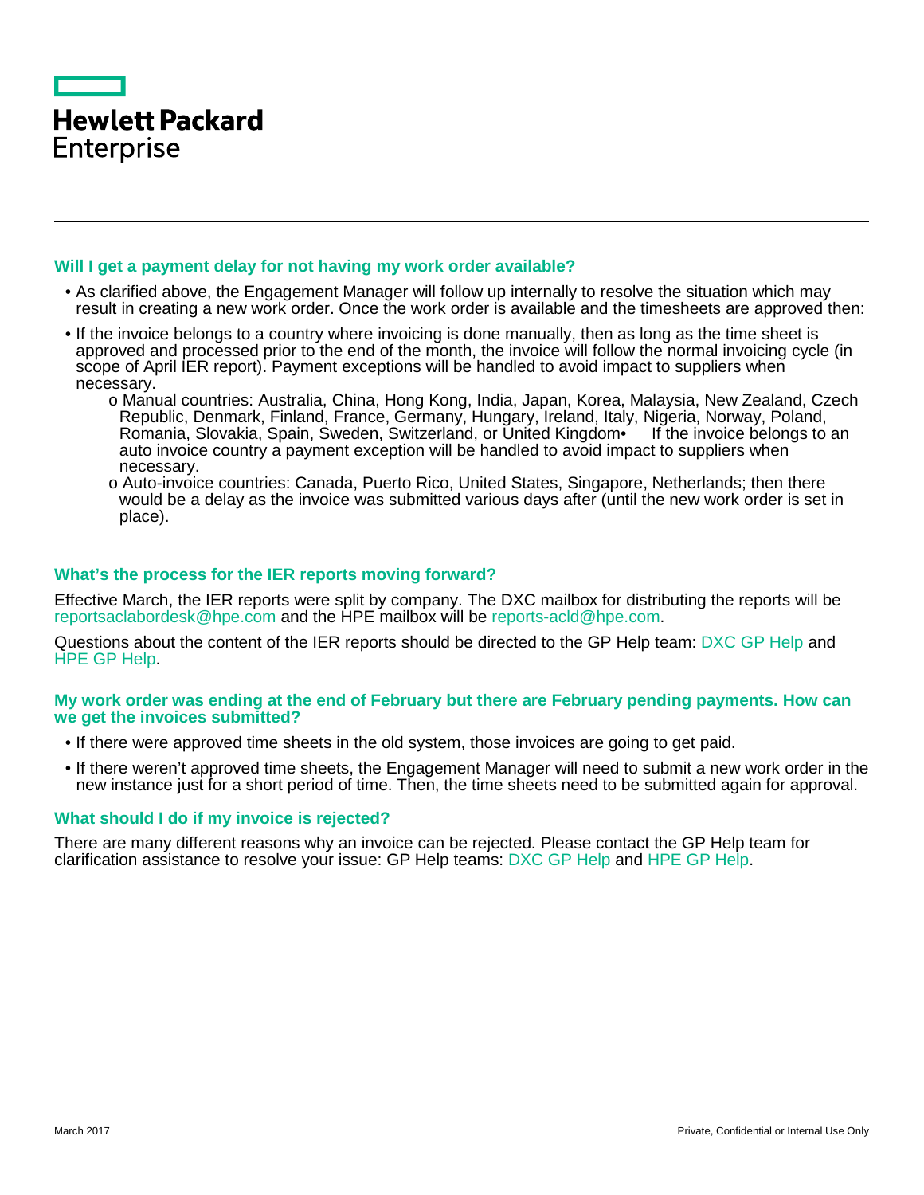**Hewlett Packard Enterprise**

### Will I get a payment delay for not having my work order available?

- As clarified above, the Engagement Manager will follow up internally to resolve the situation which may result in creating a new work order. Once the work order is available and the timesheets are approved then:
- If the invoice belongs to a country where invoicing is done manually, then as long as the time sheet is approved and processed prior to the end of the month, the invoice will follow the normal invoicing cycle (in scope of April IER report). Payment exceptions will be handled to avoid impact to suppliers when necessary.
  - o Manual countries: Australia, China, Hong Kong, India, Japan, Korea, Malaysia, New Zealand, Czech Republic, Denmark, Finland, France, Germany, Hungary, Ireland, Italy, Nigeria, Norway, Poland, Romania, Slovakia, Spain, Sweden, Switzerland, or United Kingdom• If the invoice belongs to an auto invoice country a payment exception will be handled to avoid impact to suppliers when necessary.
  - o Auto-invoice countries: Canada, Puerto Rico, United States, Singapore, Netherlands; then there would be a delay as the invoice was submitted various days after (until the new work order is set in place).

### What's the process for the IER reports moving forward?

Effective March, the IER reports were split by company. The DXC mailbox for distributing the reports will be reportsaclabordesk@hpe.com and the HPE mailbox will be reports-acld@hpe.com.

Questions about the content of the IER reports should be directed to the GP Help team: DXC GP Help and HPE GP Help.

### My work order was ending at the end of February but there are February pending payments. How can we get the invoices submitted?

- If there were approved time sheets in the old system, those invoices are going to get paid.
- If there weren't approved time sheets, the Engagement Manager will need to submit a new work order in the new instance just for a short period of time. Then, the time sheets need to be submitted again for approval.

### What should I do if my invoice is rejected?

There are many different reasons why an invoice can be rejected. Please contact the GP Help team for clarification assistance to resolve your issue: GP Help teams: DXC GP Help and HPE GP Help.

March 2017

Private, Confidential or Internal Use Only